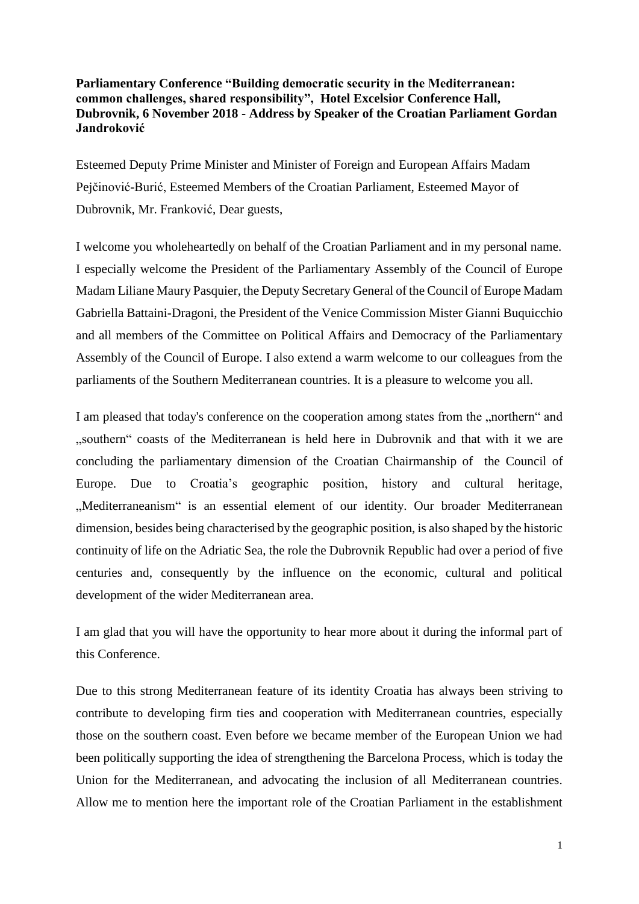**Parliamentary Conference "Building democratic security in the Mediterranean: common challenges, shared responsibility", Hotel Excelsior Conference Hall, Dubrovnik, 6 November 2018 - Address by Speaker of the Croatian Parliament Gordan Jandroković**

Esteemed Deputy Prime Minister and Minister of Foreign and European Affairs Madam Pejčinović-Burić, Esteemed Members of the Croatian Parliament, Esteemed Mayor of Dubrovnik, Mr. Franković, Dear guests,

I welcome you wholeheartedly on behalf of the Croatian Parliament and in my personal name. I especially welcome the President of the Parliamentary Assembly of the Council of Europe Madam Liliane Maury Pasquier, the Deputy Secretary General of the Council of Europe Madam Gabriella Battaini-Dragoni, the President of the Venice Commission Mister Gianni Buquicchio and all members of the Committee on Political Affairs and Democracy of the Parliamentary Assembly of the Council of Europe. I also extend a warm welcome to our colleagues from the parliaments of the Southern Mediterranean countries. It is a pleasure to welcome you all.

I am pleased that today's conference on the cooperation among states from the „northern" and „southern" coasts of the Mediterranean is held here in Dubrovnik and that with it we are concluding the parliamentary dimension of the Croatian Chairmanship of the Council of Europe. Due to Croatia's geographic position, history and cultural heritage, „Mediterraneanism" is an essential element of our identity. Our broader Mediterranean dimension, besides being characterised by the geographic position, is also shaped by the historic continuity of life on the Adriatic Sea, the role the Dubrovnik Republic had over a period of five centuries and, consequently by the influence on the economic, cultural and political development of the wider Mediterranean area.

I am glad that you will have the opportunity to hear more about it during the informal part of this Conference.

Due to this strong Mediterranean feature of its identity Croatia has always been striving to contribute to developing firm ties and cooperation with Mediterranean countries, especially those on the southern coast. Even before we became member of the European Union we had been politically supporting the idea of strengthening the Barcelona Process, which is today the Union for the Mediterranean, and advocating the inclusion of all Mediterranean countries. Allow me to mention here the important role of the Croatian Parliament in the establishment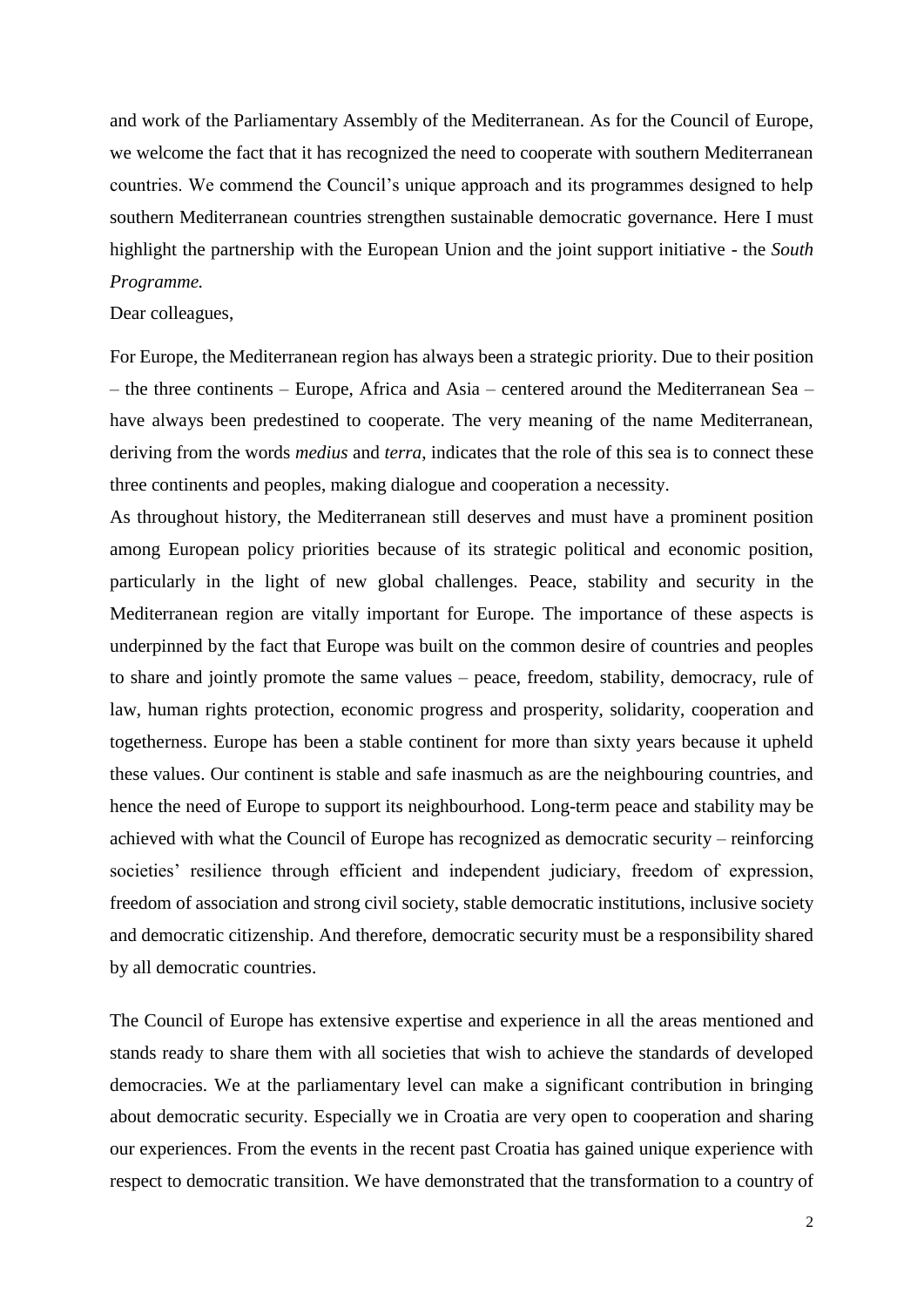and work of the Parliamentary Assembly of the Mediterranean. As for the Council of Europe, we welcome the fact that it has recognized the need to cooperate with southern Mediterranean countries. We commend the Council's unique approach and its programmes designed to help southern Mediterranean countries strengthen sustainable democratic governance. Here I must highlight the partnership with the European Union and the joint support initiative - the *South Programme.*

Dear colleagues,

For Europe, the Mediterranean region has always been a strategic priority. Due to their position – the three continents – Europe, Africa and Asia – centered around the Mediterranean Sea – have always been predestined to cooperate. The very meaning of the name Mediterranean, deriving from the words *medius* and *terra*, indicates that the role of this sea is to connect these three continents and peoples, making dialogue and cooperation a necessity.

As throughout history, the Mediterranean still deserves and must have a prominent position among European policy priorities because of its strategic political and economic position, particularly in the light of new global challenges. Peace, stability and security in the Mediterranean region are vitally important for Europe. The importance of these aspects is underpinned by the fact that Europe was built on the common desire of countries and peoples to share and jointly promote the same values – peace, freedom, stability, democracy, rule of law, human rights protection, economic progress and prosperity, solidarity, cooperation and togetherness. Europe has been a stable continent for more than sixty years because it upheld these values. Our continent is stable and safe inasmuch as are the neighbouring countries, and hence the need of Europe to support its neighbourhood. Long-term peace and stability may be achieved with what the Council of Europe has recognized as democratic security – reinforcing societies' resilience through efficient and independent judiciary, freedom of expression, freedom of association and strong civil society, stable democratic institutions, inclusive society and democratic citizenship. And therefore, democratic security must be a responsibility shared by all democratic countries.

The Council of Europe has extensive expertise and experience in all the areas mentioned and stands ready to share them with all societies that wish to achieve the standards of developed democracies. We at the parliamentary level can make a significant contribution in bringing about democratic security. Especially we in Croatia are very open to cooperation and sharing our experiences. From the events in the recent past Croatia has gained unique experience with respect to democratic transition. We have demonstrated that the transformation to a country of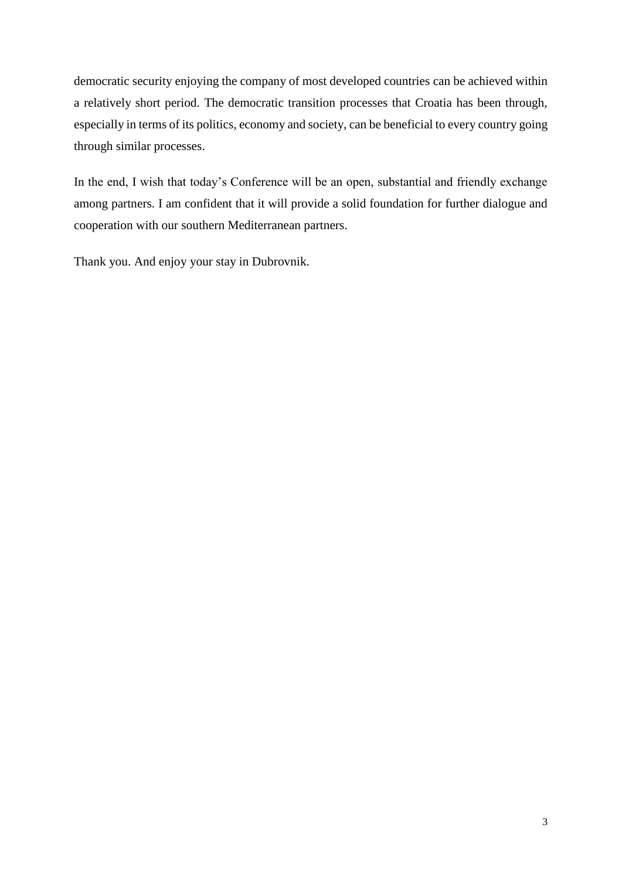democratic security enjoying the company of most developed countries can be achieved within a relatively short period. The democratic transition processes that Croatia has been through, especially in terms of its politics, economy and society, can be beneficial to every country going through similar processes.

In the end, I wish that today's Conference will be an open, substantial and friendly exchange among partners. I am confident that it will provide a solid foundation for further dialogue and cooperation with our southern Mediterranean partners.

Thank you. And enjoy your stay in Dubrovnik.